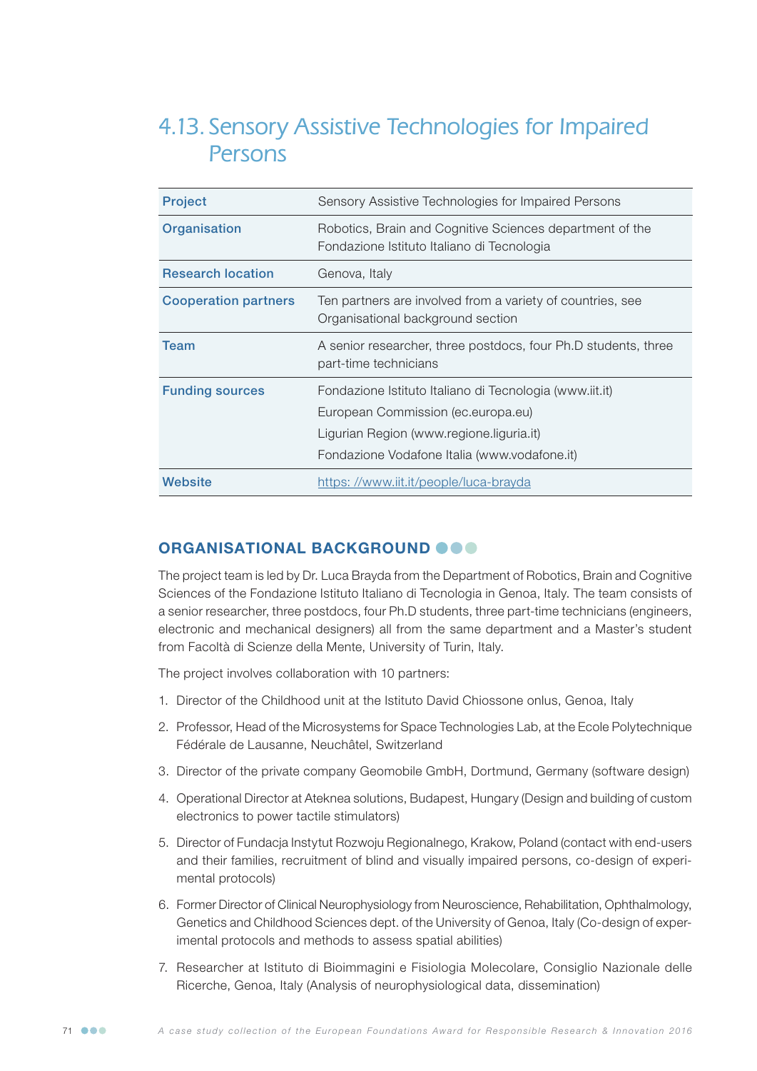# 4.13. Sensory Assistive Technologies for Impaired Persons

| | |
|---|---|
| **Project** | Sensory Assistive Technologies for Impaired Persons |
| **Organisation** | Robotics, Brain and Cognitive Sciences department of the Fondazione Istituto Italiano di Tecnologia |
| **Research location** | Genova, Italy |
| **Cooperation partners** | Ten partners are involved from a variety of countries, see Organisational background section |
| **Team** | A senior researcher, three postdocs, four Ph.D students, three part-time technicians |
| **Funding sources** | Fondazione Istituto Italiano di Tecnologia (www.iit.it)<br>European Commission (ec.europa.eu)<br>Ligurian Region (www.regione.liguria.it)<br>Fondazione Vodafone Italia (www.vodafone.it) |
| **Website** | https: //www.iit.it/people/luca-brayda |

## ORGANISATIONAL BACKGROUND

The project team is led by Dr. Luca Brayda from the Department of Robotics, Brain and Cognitive Sciences of the Fondazione Istituto Italiano di Tecnologia in Genoa, Italy. The team consists of a senior researcher, three postdocs, four Ph.D students, three part-time technicians (engineers, electronic and mechanical designers) all from the same department and a Master's student from Facoltà di Scienze della Mente, University of Turin, Italy.

The project involves collaboration with 10 partners:

1. Director of the Childhood unit at the Istituto David Chiossone onlus, Genoa, Italy
2. Professor, Head of the Microsystems for Space Technologies Lab, at the Ecole Polytechnique Fédérale de Lausanne, Neuchâtel, Switzerland
3. Director of the private company Geomobile GmbH, Dortmund, Germany (software design)
4. Operational Director at Ateknea solutions, Budapest, Hungary (Design and building of custom electronics to power tactile stimulators)
5. Director of Fundacja Instytut Rozwoju Regionalnego, Krakow, Poland (contact with end-users and their families, recruitment of blind and visually impaired persons, co-design of experimental protocols)
6. Former Director of Clinical Neurophysiology from Neuroscience, Rehabilitation, Ophthalmology, Genetics and Childhood Sciences dept. of the University of Genoa, Italy (Co-design of experimental protocols and methods to assess spatial abilities)
7. Researcher at Istituto di Bioimmagini e Fisiologia Molecolare, Consiglio Nazionale delle Ricerche, Genoa, Italy (Analysis of neurophysiological data, dissemination)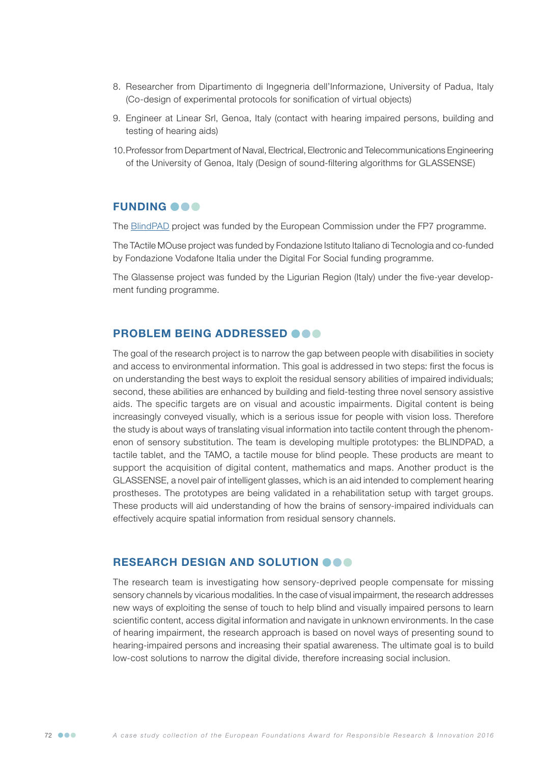8. Researcher from Dipartimento di Ingegneria dell'Informazione, University of Padua, Italy (Co-design of experimental protocols for sonification of virtual objects)
9. Engineer at Linear Srl, Genoa, Italy (contact with hearing impaired persons, building and testing of hearing aids)
10. Professor from Department of Naval, Electrical, Electronic and Telecommunications Engineering of the University of Genoa, Italy (Design of sound-filtering algorithms for GLASSENSE)

## FUNDING

The BlindPAD project was funded by the European Commission under the FP7 programme.

The TActile MOuse project was funded by Fondazione Istituto Italiano di Tecnologia and co-funded by Fondazione Vodafone Italia under the Digital For Social funding programme.

The Glassense project was funded by the Ligurian Region (Italy) under the five-year development funding programme.

## PROBLEM BEING ADDRESSED

The goal of the research project is to narrow the gap between people with disabilities in society and access to environmental information. This goal is addressed in two steps: first the focus is on understanding the best ways to exploit the residual sensory abilities of impaired individuals; second, these abilities are enhanced by building and field-testing three novel sensory assistive aids. The specific targets are on visual and acoustic impairments. Digital content is being increasingly conveyed visually, which is a serious issue for people with vision loss. Therefore the study is about ways of translating visual information into tactile content through the phenomenon of sensory substitution. The team is developing multiple prototypes: the BLINDPAD, a tactile tablet, and the TAMO, a tactile mouse for blind people. These products are meant to support the acquisition of digital content, mathematics and maps. Another product is the GLASSENSE, a novel pair of intelligent glasses, which is an aid intended to complement hearing prostheses. The prototypes are being validated in a rehabilitation setup with target groups. These products will aid understanding of how the brains of sensory-impaired individuals can effectively acquire spatial information from residual sensory channels.

## RESEARCH DESIGN AND SOLUTION

The research team is investigating how sensory-deprived people compensate for missing sensory channels by vicarious modalities. In the case of visual impairment, the research addresses new ways of exploiting the sense of touch to help blind and visually impaired persons to learn scientific content, access digital information and navigate in unknown environments. In the case of hearing impairment, the research approach is based on novel ways of presenting sound to hearing-impaired persons and increasing their spatial awareness. The ultimate goal is to build low-cost solutions to narrow the digital divide, therefore increasing social inclusion.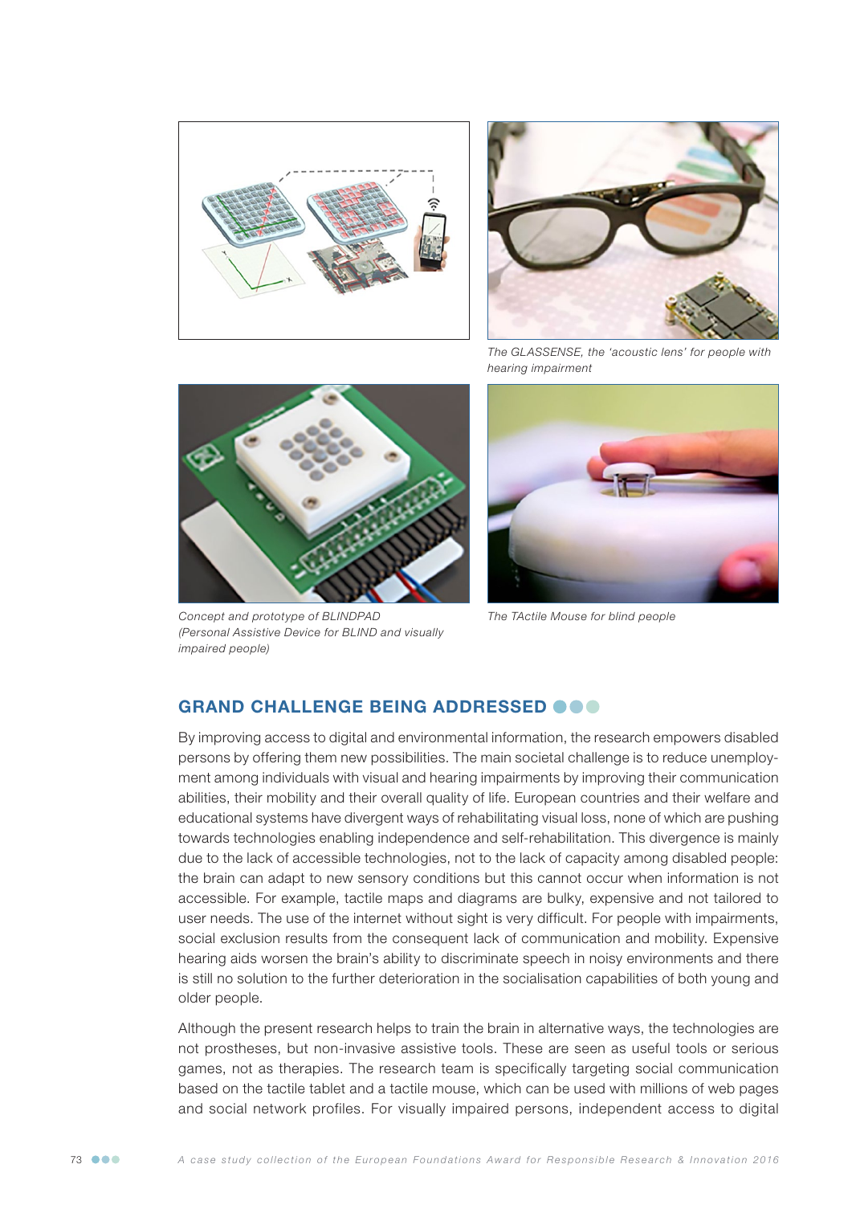The GLASSENSE, the 'acoustic lens' for people with hearing impairment

Concept and prototype of BLINDPAD (Personal Assistive Device for BLIND and visually impaired people)

The TActile Mouse for blind people

## GRAND CHALLENGE BEING ADDRESSED

By improving access to digital and environmental information, the research empowers disabled persons by offering them new possibilities. The main societal challenge is to reduce unemployment among individuals with visual and hearing impairments by improving their communication abilities, their mobility and their overall quality of life. European countries and their welfare and educational systems have divergent ways of rehabilitating visual loss, none of which are pushing towards technologies enabling independence and self-rehabilitation. This divergence is mainly due to the lack of accessible technologies, not to the lack of capacity among disabled people: the brain can adapt to new sensory conditions but this cannot occur when information is not accessible. For example, tactile maps and diagrams are bulky, expensive and not tailored to user needs. The use of the internet without sight is very difficult. For people with impairments, social exclusion results from the consequent lack of communication and mobility. Expensive hearing aids worsen the brain's ability to discriminate speech in noisy environments and there is still no solution to the further deterioration in the socialisation capabilities of both young and older people.

Although the present research helps to train the brain in alternative ways, the technologies are not prostheses, but non-invasive assistive tools. These are seen as useful tools or serious games, not as therapies. The research team is specifically targeting social communication based on the tactile tablet and a tactile mouse, which can be used with millions of web pages and social network profiles. For visually impaired persons, independent access to digital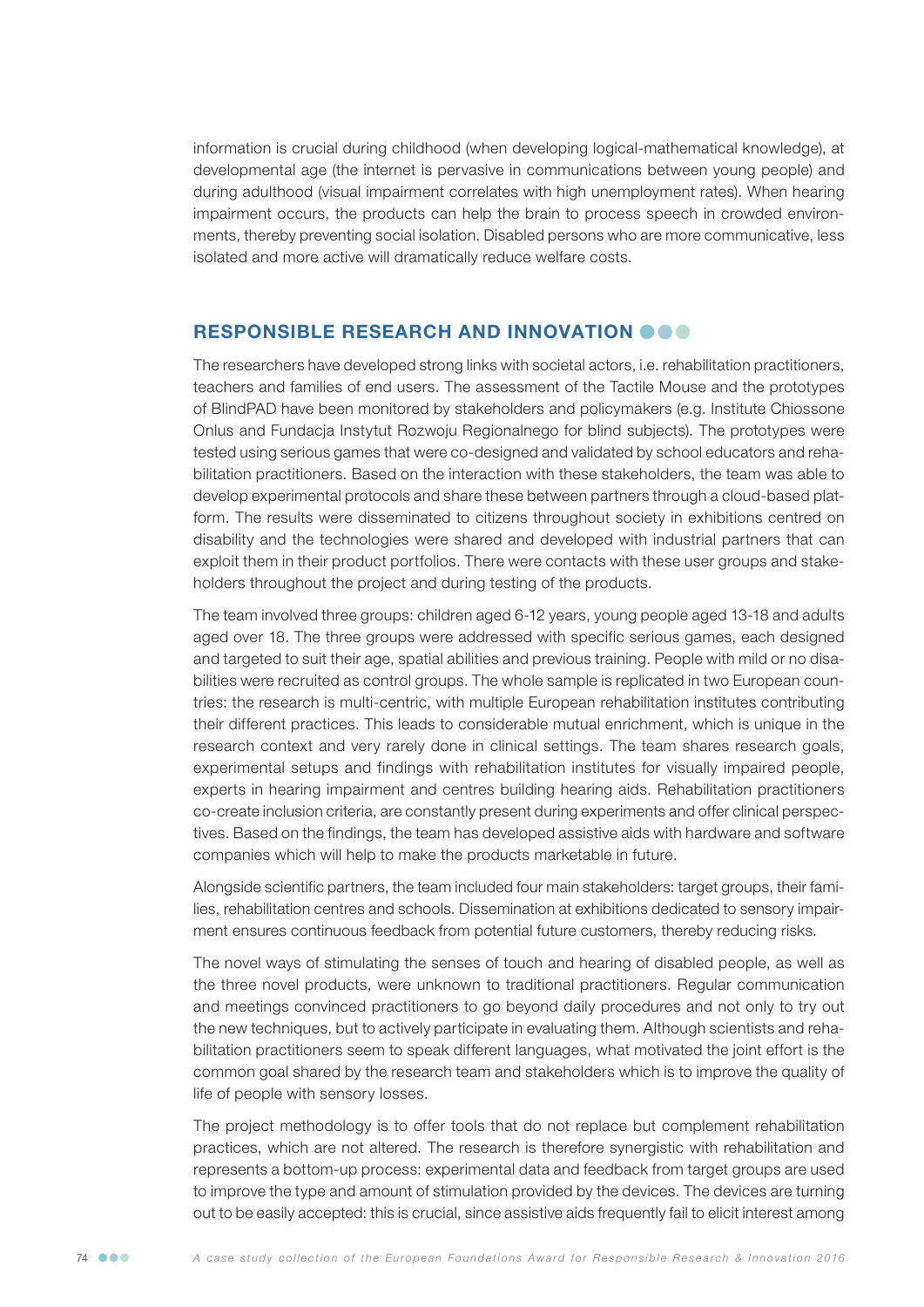information is crucial during childhood (when developing logical-mathematical knowledge), at developmental age (the internet is pervasive in communications between young people) and during adulthood (visual impairment correlates with high unemployment rates). When hearing impairment occurs, the products can help the brain to process speech in crowded environments, thereby preventing social isolation. Disabled persons who are more communicative, less isolated and more active will dramatically reduce welfare costs.

## RESPONSIBLE RESEARCH AND INNOVATION

The researchers have developed strong links with societal actors, i.e. rehabilitation practitioners, teachers and families of end users. The assessment of the Tactile Mouse and the prototypes of BlindPAD have been monitored by stakeholders and policymakers (e.g. Institute Chiossone Onlus and Fundacja Instytut Rozwoju Regionalnego for blind subjects). The prototypes were tested using serious games that were co-designed and validated by school educators and rehabilitation practitioners. Based on the interaction with these stakeholders, the team was able to develop experimental protocols and share these between partners through a cloud-based platform. The results were disseminated to citizens throughout society in exhibitions centred on disability and the technologies were shared and developed with industrial partners that can exploit them in their product portfolios. There were contacts with these user groups and stakeholders throughout the project and during testing of the products.

The team involved three groups: children aged 6-12 years, young people aged 13-18 and adults aged over 18. The three groups were addressed with specific serious games, each designed and targeted to suit their age, spatial abilities and previous training. People with mild or no disabilities were recruited as control groups. The whole sample is replicated in two European countries: the research is multi-centric, with multiple European rehabilitation institutes contributing their different practices. This leads to considerable mutual enrichment, which is unique in the research context and very rarely done in clinical settings. The team shares research goals, experimental setups and findings with rehabilitation institutes for visually impaired people, experts in hearing impairment and centres building hearing aids. Rehabilitation practitioners co-create inclusion criteria, are constantly present during experiments and offer clinical perspectives. Based on the findings, the team has developed assistive aids with hardware and software companies which will help to make the products marketable in future.

Alongside scientific partners, the team included four main stakeholders: target groups, their families, rehabilitation centres and schools. Dissemination at exhibitions dedicated to sensory impairment ensures continuous feedback from potential future customers, thereby reducing risks.

The novel ways of stimulating the senses of touch and hearing of disabled people, as well as the three novel products, were unknown to traditional practitioners. Regular communication and meetings convinced practitioners to go beyond daily procedures and not only to try out the new techniques, but to actively participate in evaluating them. Although scientists and rehabilitation practitioners seem to speak different languages, what motivated the joint effort is the common goal shared by the research team and stakeholders which is to improve the quality of life of people with sensory losses.

The project methodology is to offer tools that do not replace but complement rehabilitation practices, which are not altered. The research is therefore synergistic with rehabilitation and represents a bottom-up process: experimental data and feedback from target groups are used to improve the type and amount of stimulation provided by the devices. The devices are turning out to be easily accepted: this is crucial, since assistive aids frequently fail to elicit interest among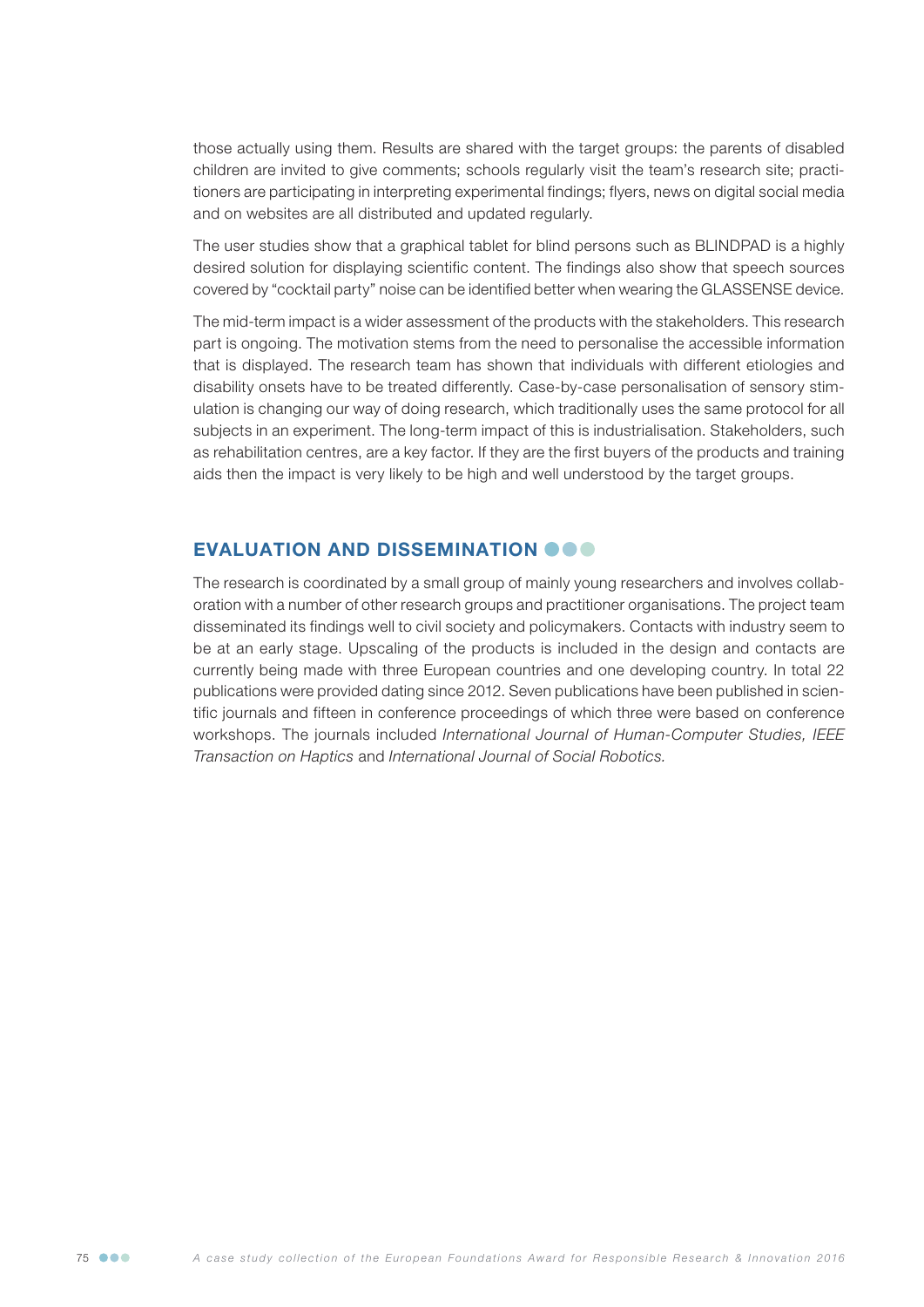those actually using them. Results are shared with the target groups: the parents of disabled children are invited to give comments; schools regularly visit the team's research site; practitioners are participating in interpreting experimental findings; flyers, news on digital social media and on websites are all distributed and updated regularly.

The user studies show that a graphical tablet for blind persons such as BLINDPAD is a highly desired solution for displaying scientific content. The findings also show that speech sources covered by "cocktail party" noise can be identified better when wearing the GLASSENSE device.

The mid-term impact is a wider assessment of the products with the stakeholders. This research part is ongoing. The motivation stems from the need to personalise the accessible information that is displayed. The research team has shown that individuals with different etiologies and disability onsets have to be treated differently. Case-by-case personalisation of sensory stimulation is changing our way of doing research, which traditionally uses the same protocol for all subjects in an experiment. The long-term impact of this is industrialisation. Stakeholders, such as rehabilitation centres, are a key factor. If they are the first buyers of the products and training aids then the impact is very likely to be high and well understood by the target groups.

## EVALUATION AND DISSEMINATION

The research is coordinated by a small group of mainly young researchers and involves collaboration with a number of other research groups and practitioner organisations. The project team disseminated its findings well to civil society and policymakers. Contacts with industry seem to be at an early stage. Upscaling of the products is included in the design and contacts are currently being made with three European countries and one developing country. In total 22 publications were provided dating since 2012. Seven publications have been published in scientific journals and fifteen in conference proceedings of which three were based on conference workshops. The journals included *International Journal of Human-Computer Studies, IEEE Transaction on Haptics* and *International Journal of Social Robotics.*